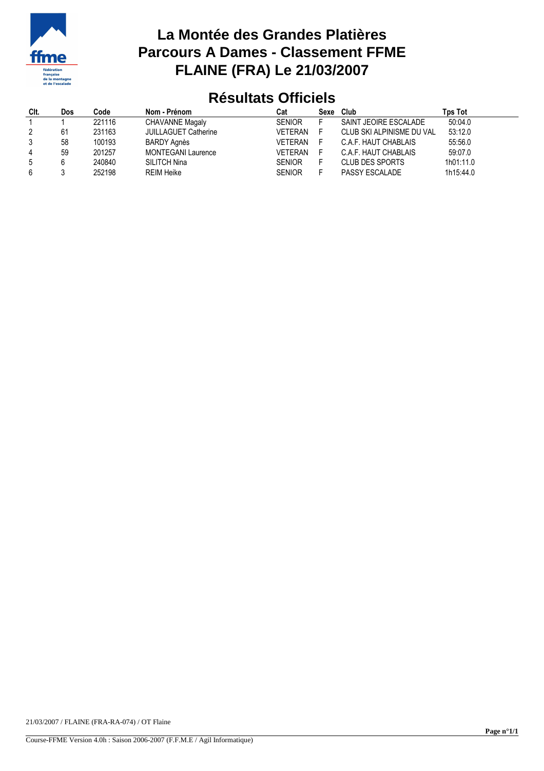# La Montée des Grandes Platières
# Parcours A Dames - Classement FFME
# FLAINE (FRA) Le 21/03/2007

## Résultats Officiels

| Clt. | Dos | Code | Nom - Prénom | Cat | Sexe | Club | Tps Tot |
|---|---|---|---|---|---|---|---|
| 1 | 1 | 221116 | CHAVANNE Magaly | SENIOR | F | SAINT JEOIRE ESCALADE | 50:04.0 |
| 2 | 61 | 231163 | JUILLAGUET Catherine | VETERAN | F | CLUB SKI ALPINISME DU VAL | 53:12.0 |
| 3 | 58 | 100193 | BARDY Agnès | VETERAN | F | C.A.F. HAUT CHABLAIS | 55:56.0 |
| 4 | 59 | 201257 | MONTEGANI Laurence | VETERAN | F | C.A.F. HAUT CHABLAIS | 59:07.0 |
| 5 | 6 | 240840 | SILITCH Nina | SENIOR | F | CLUB DES SPORTS | 1h01:11.0 |
| 6 | 3 | 252198 | REIM Heike | SENIOR | F | PASSY ESCALADE | 1h15:44.0 |

21/03/2007 / FLAINE (FRA-RA-074) / OT Flaine

Course-FFME Version 4.0h : Saison 2006-2007 (F.F.M.E / Agil Informatique)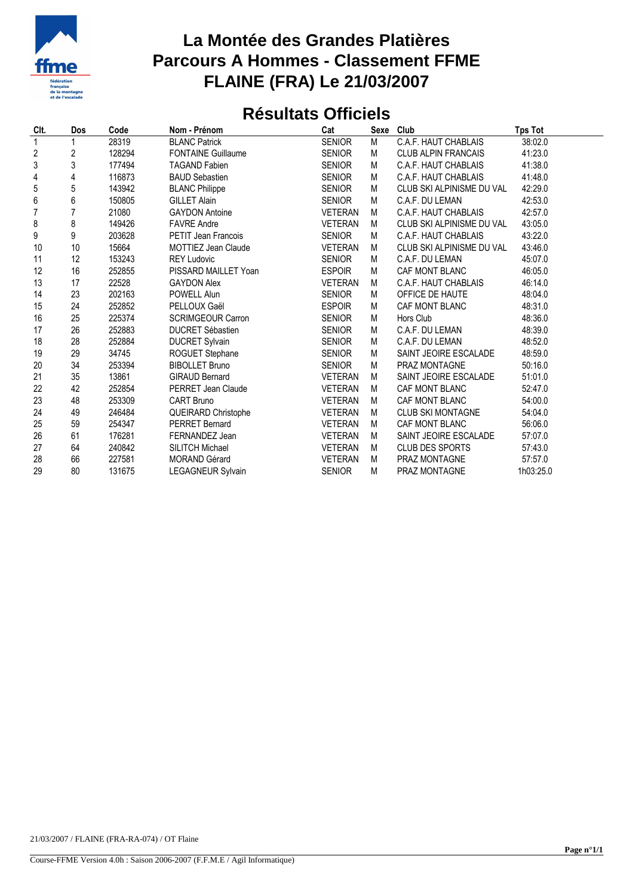# La Montée des Grandes Platières
# Parcours A Hommes - Classement FFME
# FLAINE (FRA) Le 21/03/2007

## Résultats Officiels

| Clt. | Dos | Code | Nom - Prénom | Cat | Sexe | Club | Tps Tot |
|---|---|---|---|---|---|---|---|
| 1 | 1 | 28319 | BLANC Patrick | SENIOR | M | C.A.F. HAUT CHABLAIS | 38:02.0 |
| 2 | 2 | 128294 | FONTAINE Guillaume | SENIOR | M | CLUB ALPIN FRANCAIS | 41:23.0 |
| 3 | 3 | 177494 | TAGAND Fabien | SENIOR | M | C.A.F. HAUT CHABLAIS | 41:38.0 |
| 4 | 4 | 116873 | BAUD Sebastien | SENIOR | M | C.A.F. HAUT CHABLAIS | 41:48.0 |
| 5 | 5 | 143942 | BLANC Philippe | SENIOR | M | CLUB SKI ALPINISME DU VAL | 42:29.0 |
| 6 | 6 | 150805 | GILLET Alain | SENIOR | M | C.A.F. DU LEMAN | 42:53.0 |
| 7 | 7 | 21080 | GAYDON Antoine | VETERAN | M | C.A.F. HAUT CHABLAIS | 42:57.0 |
| 8 | 8 | 149426 | FAVRE Andre | VETERAN | M | CLUB SKI ALPINISME DU VAL | 43:05.0 |
| 9 | 9 | 203628 | PETIT Jean Francois | SENIOR | M | C.A.F. HAUT CHABLAIS | 43:22.0 |
| 10 | 10 | 15664 | MOTTIEZ Jean Claude | VETERAN | M | CLUB SKI ALPINISME DU VAL | 43:46.0 |
| 11 | 12 | 153243 | REY Ludovic | SENIOR | M | C.A.F. DU LEMAN | 45:07.0 |
| 12 | 16 | 252855 | PISSARD MAILLET Yoan | ESPOIR | M | CAF MONT BLANC | 46:05.0 |
| 13 | 17 | 22528 | GAYDON Alex | VETERAN | M | C.A.F. HAUT CHABLAIS | 46:14.0 |
| 14 | 23 | 202163 | POWELL Alun | SENIOR | M | OFFICE DE HAUTE | 48:04.0 |
| 15 | 24 | 252852 | PELLOUX Gaël | ESPOIR | M | CAF MONT BLANC | 48:31.0 |
| 16 | 25 | 225374 | SCRIMGEOUR Carron | SENIOR | M | Hors Club | 48:36.0 |
| 17 | 26 | 252883 | DUCRET Sébastien | SENIOR | M | C.A.F. DU LEMAN | 48:39.0 |
| 18 | 28 | 252884 | DUCRET Sylvain | SENIOR | M | C.A.F. DU LEMAN | 48:52.0 |
| 19 | 29 | 34745 | ROGUET Stephane | SENIOR | M | SAINT JEOIRE ESCALADE | 48:59.0 |
| 20 | 34 | 253394 | BIBOLLET Bruno | SENIOR | M | PRAZ MONTAGNE | 50:16.0 |
| 21 | 35 | 13861 | GIRAUD Bernard | VETERAN | M | SAINT JEOIRE ESCALADE | 51:01.0 |
| 22 | 42 | 252854 | PERRET Jean Claude | VETERAN | M | CAF MONT BLANC | 52:47.0 |
| 23 | 48 | 253309 | CART Bruno | VETERAN | M | CAF MONT BLANC | 54:00.0 |
| 24 | 49 | 246484 | QUEIRARD Christophe | VETERAN | M | CLUB SKI MONTAGNE | 54:04.0 |
| 25 | 59 | 254347 | PERRET Bernard | VETERAN | M | CAF MONT BLANC | 56:06.0 |
| 26 | 61 | 176281 | FERNANDEZ Jean | VETERAN | M | SAINT JEOIRE ESCALADE | 57:07.0 |
| 27 | 64 | 240842 | SILITCH Michael | VETERAN | M | CLUB DES SPORTS | 57:43.0 |
| 28 | 66 | 227581 | MORAND Gérard | VETERAN | M | PRAZ MONTAGNE | 57:57.0 |
| 29 | 80 | 131675 | LEGAGNEUR Sylvain | SENIOR | M | PRAZ MONTAGNE | 1h03:25.0 |

21/03/2007 / FLAINE (FRA-RA-074) / OT Flaine

Course-FFME Version 4.0h : Saison 2006-2007 (F.F.M.E / Agil Informatique)